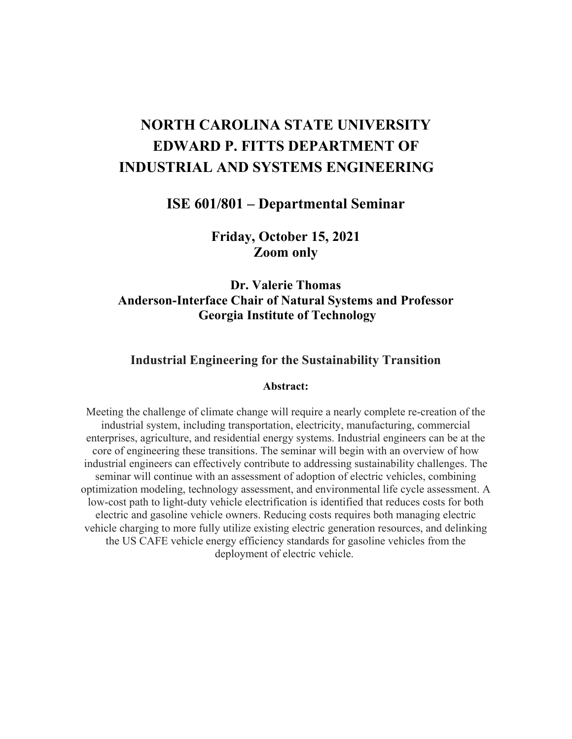# NORTH CAROLINA STATE UNIVERSITY
# EDWARD P. FITTS DEPARTMENT OF INDUSTRIAL AND SYSTEMS ENGINEERING

## ISE 601/801 – Departmental Seminar

**Friday, October 15, 2021**
**Zoom only**

**Dr. Valerie Thomas**
**Anderson-Interface Chair of Natural Systems and Professor**
**Georgia Institute of Technology**

### Industrial Engineering for the Sustainability Transition

**Abstract:**

Meeting the challenge of climate change will require a nearly complete re-creation of the industrial system, including transportation, electricity, manufacturing, commercial enterprises, agriculture, and residential energy systems. Industrial engineers can be at the core of engineering these transitions. The seminar will begin with an overview of how industrial engineers can effectively contribute to addressing sustainability challenges. The seminar will continue with an assessment of adoption of electric vehicles, combining optimization modeling, technology assessment, and environmental life cycle assessment. A low-cost path to light-duty vehicle electrification is identified that reduces costs for both electric and gasoline vehicle owners. Reducing costs requires both managing electric vehicle charging to more fully utilize existing electric generation resources, and delinking the US CAFE vehicle energy efficiency standards for gasoline vehicles from the deployment of electric vehicle.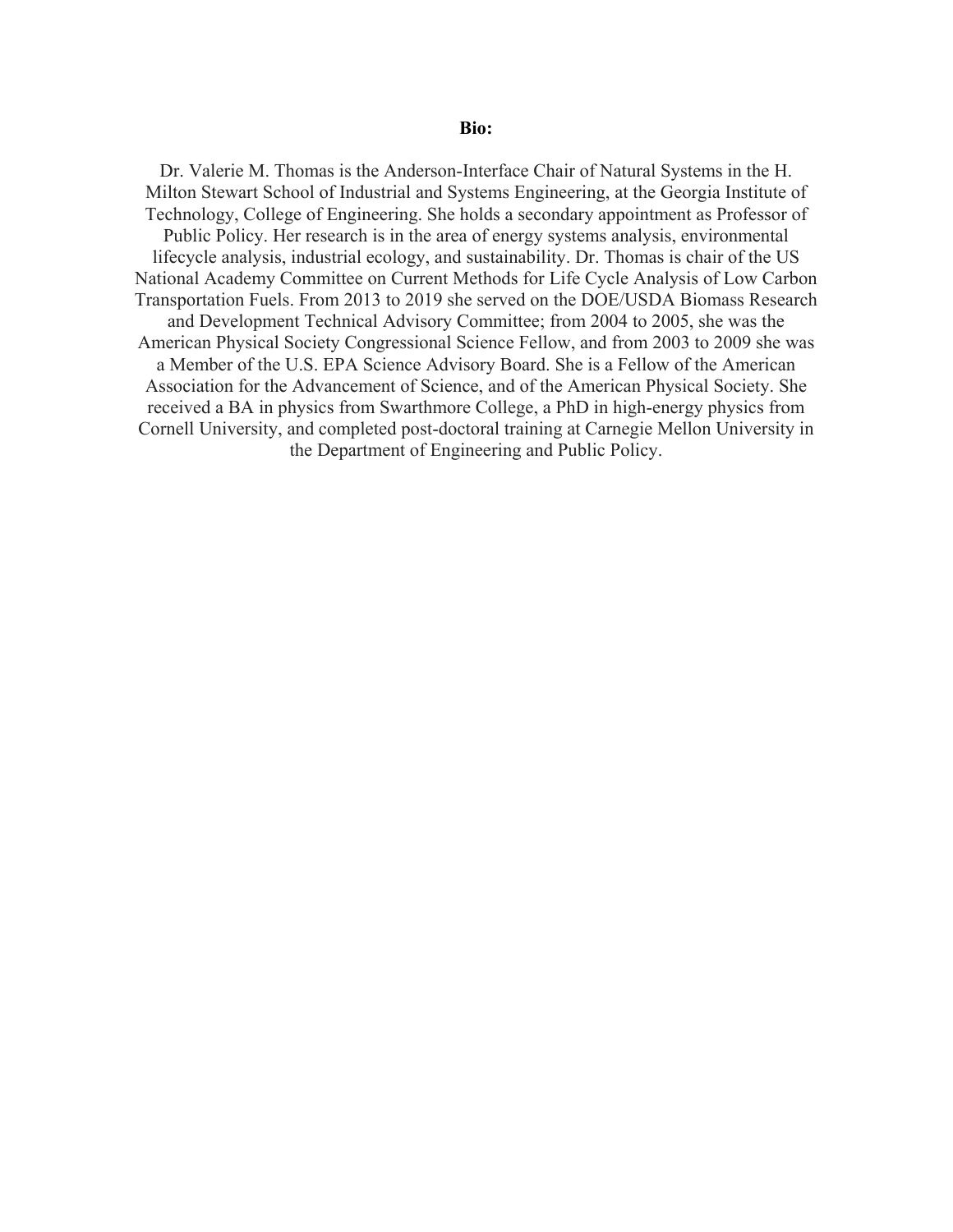**Bio:**

Dr. Valerie M. Thomas is the Anderson-Interface Chair of Natural Systems in the H. Milton Stewart School of Industrial and Systems Engineering, at the Georgia Institute of Technology, College of Engineering. She holds a secondary appointment as Professor of Public Policy. Her research is in the area of energy systems analysis, environmental lifecycle analysis, industrial ecology, and sustainability. Dr. Thomas is chair of the US National Academy Committee on Current Methods for Life Cycle Analysis of Low Carbon Transportation Fuels. From 2013 to 2019 she served on the DOE/USDA Biomass Research and Development Technical Advisory Committee; from 2004 to 2005, she was the American Physical Society Congressional Science Fellow, and from 2003 to 2009 she was a Member of the U.S. EPA Science Advisory Board. She is a Fellow of the American Association for the Advancement of Science, and of the American Physical Society. She received a BA in physics from Swarthmore College, a PhD in high-energy physics from Cornell University, and completed post-doctoral training at Carnegie Mellon University in the Department of Engineering and Public Policy.